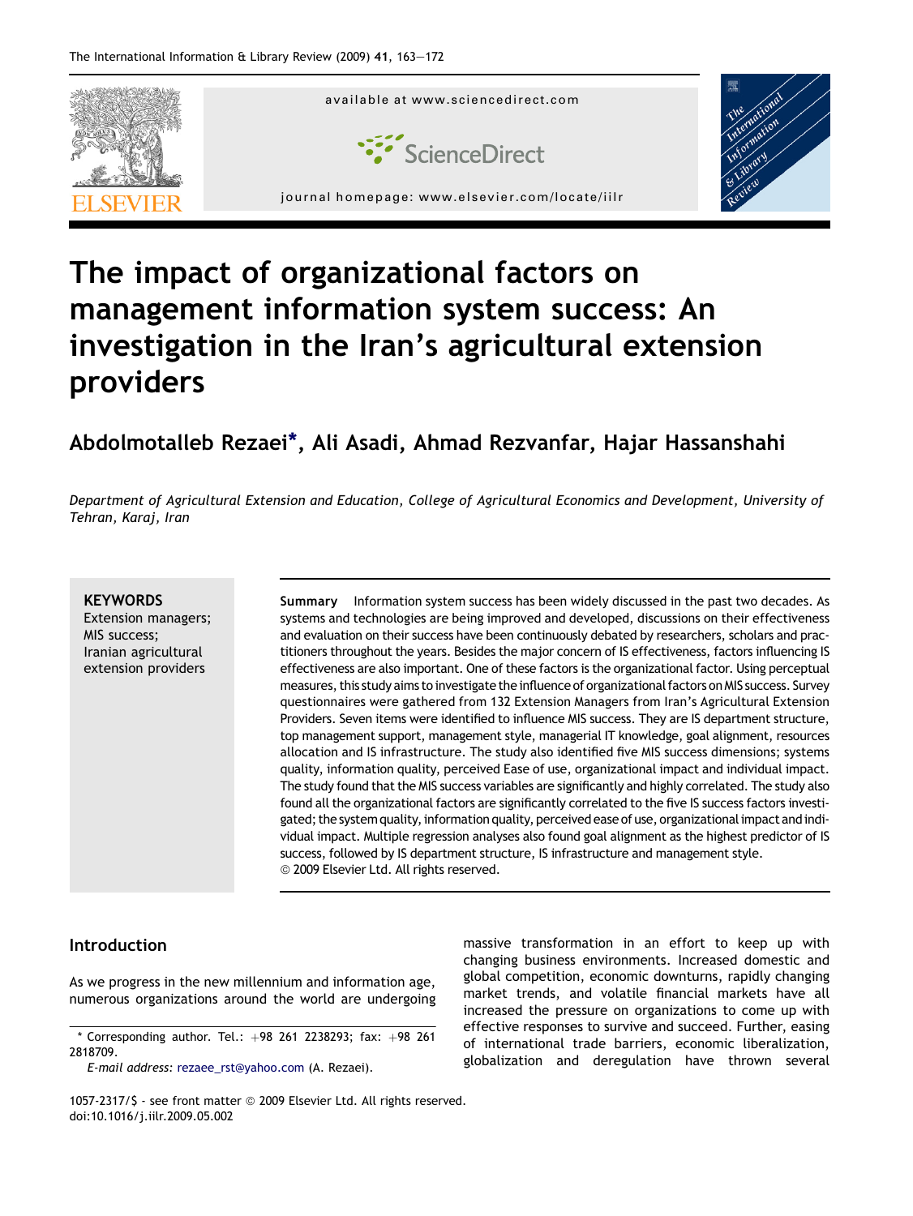# The impact of organizational factors on management information system success: An investigation in the Iran's agricultural extension providers

Abdolmotalleb Rezaei*, Ali Asadi, Ahmad Rezvanfar, Hajar Hassanshahi

*Department of Agricultural Extension and Education, College of Agricultural Economics and Development, University of Tehran, Karaj, Iran*

**KEYWORDS**
Extension managers;
MIS success;
Iranian agricultural extension providers

**Summary** Information system success has been widely discussed in the past two decades. As systems and technologies are being improved and developed, discussions on their effectiveness and evaluation on their success have been continuously debated by researchers, scholars and practitioners throughout the years. Besides the major concern of IS effectiveness, factors influencing IS effectiveness are also important. One of these factors is the organizational factor. Using perceptual measures, this study aims to investigate the influence of organizational factors on MIS success. Survey questionnaires were gathered from 132 Extension Managers from Iran's Agricultural Extension Providers. Seven items were identified to influence MIS success. They are IS department structure, top management support, management style, managerial IT knowledge, goal alignment, resources allocation and IS infrastructure. The study also identified five MIS success dimensions; systems quality, information quality, perceived Ease of use, organizational impact and individual impact. The study found that the MIS success variables are significantly and highly correlated. The study also found all the organizational factors are significantly correlated to the five IS success factors investigated; the system quality, information quality, perceived ease of use, organizational impact and individual impact. Multiple regression analyses also found goal alignment as the highest predictor of IS success, followed by IS department structure, IS infrastructure and management style.
© 2009 Elsevier Ltd. All rights reserved.

## Introduction

As we progress in the new millennium and information age, numerous organizations around the world are undergoing massive transformation in an effort to keep up with changing business environments. Increased domestic and global competition, economic downturns, rapidly changing market trends, and volatile financial markets have all increased the pressure on organizations to come up with effective responses to survive and succeed. Further, easing of international trade barriers, economic liberalization, globalization and deregulation have thrown several

\* Corresponding author. Tel.: +98 261 2238293; fax: +98 261 2818709.
*E-mail address:* rezaee_rst@yahoo.com (A. Rezaei).

1057-2317/$ - see front matter © 2009 Elsevier Ltd. All rights reserved.
doi:10.1016/j.iilr.2009.05.002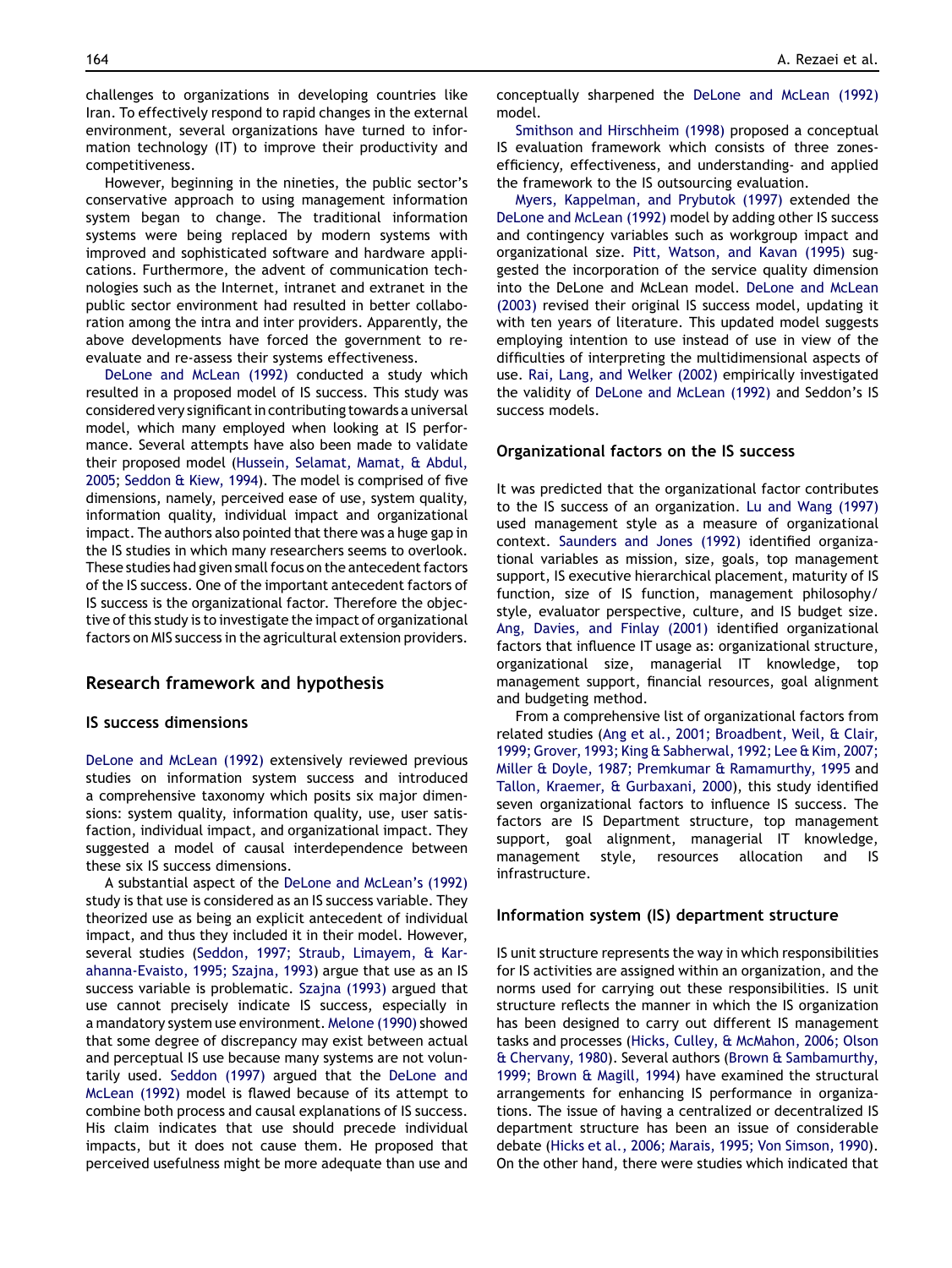challenges to organizations in developing countries like Iran. To effectively respond to rapid changes in the external environment, several organizations have turned to information technology (IT) to improve their productivity and competitiveness.

However, beginning in the nineties, the public sector's conservative approach to using management information system began to change. The traditional information systems were being replaced by modern systems with improved and sophisticated software and hardware applications. Furthermore, the advent of communication technologies such as the Internet, intranet and extranet in the public sector environment had resulted in better collaboration among the intra and inter providers. Apparently, the above developments have forced the government to re-evaluate and re-assess their systems effectiveness.

DeLone and McLean (1992) conducted a study which resulted in a proposed model of IS success. This study was considered very significant in contributing towards a universal model, which many employed when looking at IS performance. Several attempts have also been made to validate their proposed model (Hussein, Selamat, Mamat, & Abdul, 2005; Seddon & Kiew, 1994). The model is comprised of five dimensions, namely, perceived ease of use, system quality, information quality, individual impact and organizational impact. The authors also pointed that there was a huge gap in the IS studies in which many researchers seems to overlook. These studies had given small focus on the antecedent factors of the IS success. One of the important antecedent factors of IS success is the organizational factor. Therefore the objective of this study is to investigate the impact of organizational factors on MIS success in the agricultural extension providers.

## Research framework and hypothesis

### IS success dimensions

DeLone and McLean (1992) extensively reviewed previous studies on information system success and introduced a comprehensive taxonomy which posits six major dimensions: system quality, information quality, use, user satisfaction, individual impact, and organizational impact. They suggested a model of causal interdependence between these six IS success dimensions.

A substantial aspect of the DeLone and McLean's (1992) study is that use is considered as an IS success variable. They theorized use as being an explicit antecedent of individual impact, and thus they included it in their model. However, several studies (Seddon, 1997; Straub, Limayem, & Karahanna-Evaisto, 1995; Szajna, 1993) argue that use as an IS success variable is problematic. Szajna (1993) argued that use cannot precisely indicate IS success, especially in a mandatory system use environment. Melone (1990) showed that some degree of discrepancy may exist between actual and perceptual IS use because many systems are not voluntarily used. Seddon (1997) argued that the DeLone and McLean (1992) model is flawed because of its attempt to combine both process and causal explanations of IS success. His claim indicates that use should precede individual impacts, but it does not cause them. He proposed that perceived usefulness might be more adequate than use and conceptually sharpened the DeLone and McLean (1992) model.

Smithson and Hirschheim (1998) proposed a conceptual IS evaluation framework which consists of three zones-efficiency, effectiveness, and understanding- and applied the framework to the IS outsourcing evaluation.

Myers, Kappelman, and Prybutok (1997) extended the DeLone and McLean (1992) model by adding other IS success and contingency variables such as workgroup impact and organizational size. Pitt, Watson, and Kavan (1995) suggested the incorporation of the service quality dimension into the DeLone and McLean model. DeLone and McLean (2003) revised their original IS success model, updating it with ten years of literature. This updated model suggests employing intention to use instead of use in view of the difficulties of interpreting the multidimensional aspects of use. Rai, Lang, and Welker (2002) empirically investigated the validity of DeLone and McLean (1992) and Seddon's IS success models.

### Organizational factors on the IS success

It was predicted that the organizational factor contributes to the IS success of an organization. Lu and Wang (1997) used management style as a measure of organizational context. Saunders and Jones (1992) identified organizational variables as mission, size, goals, top management support, IS executive hierarchical placement, maturity of IS function, size of IS function, management philosophy/style, evaluator perspective, culture, and IS budget size. Ang, Davies, and Finlay (2001) identified organizational factors that influence IT usage as: organizational structure, organizational size, managerial IT knowledge, top management support, financial resources, goal alignment and budgeting method.

From a comprehensive list of organizational factors from related studies (Ang et al., 2001; Broadbent, Weil, & Clair, 1999; Grover, 1993; King & Sabherwal, 1992; Lee & Kim, 2007; Miller & Doyle, 1987; Premkumar & Ramamurthy, 1995 and Tallon, Kraemer, & Gurbaxani, 2000), this study identified seven organizational factors to influence IS success. The factors are IS Department structure, top management support, goal alignment, managerial IT knowledge, management style, resources allocation and IS infrastructure.

### Information system (IS) department structure

IS unit structure represents the way in which responsibilities for IS activities are assigned within an organization, and the norms used for carrying out these responsibilities. IS unit structure reflects the manner in which the IS organization has been designed to carry out different IS management tasks and processes (Hicks, Culley, & McMahon, 2006; Olson & Chervany, 1980). Several authors (Brown & Sambamurthy, 1999; Brown & Magill, 1994) have examined the structural arrangements for enhancing IS performance in organizations. The issue of having a centralized or decentralized IS department structure has been an issue of considerable debate (Hicks et al., 2006; Marais, 1995; Von Simson, 1990). On the other hand, there were studies which indicated that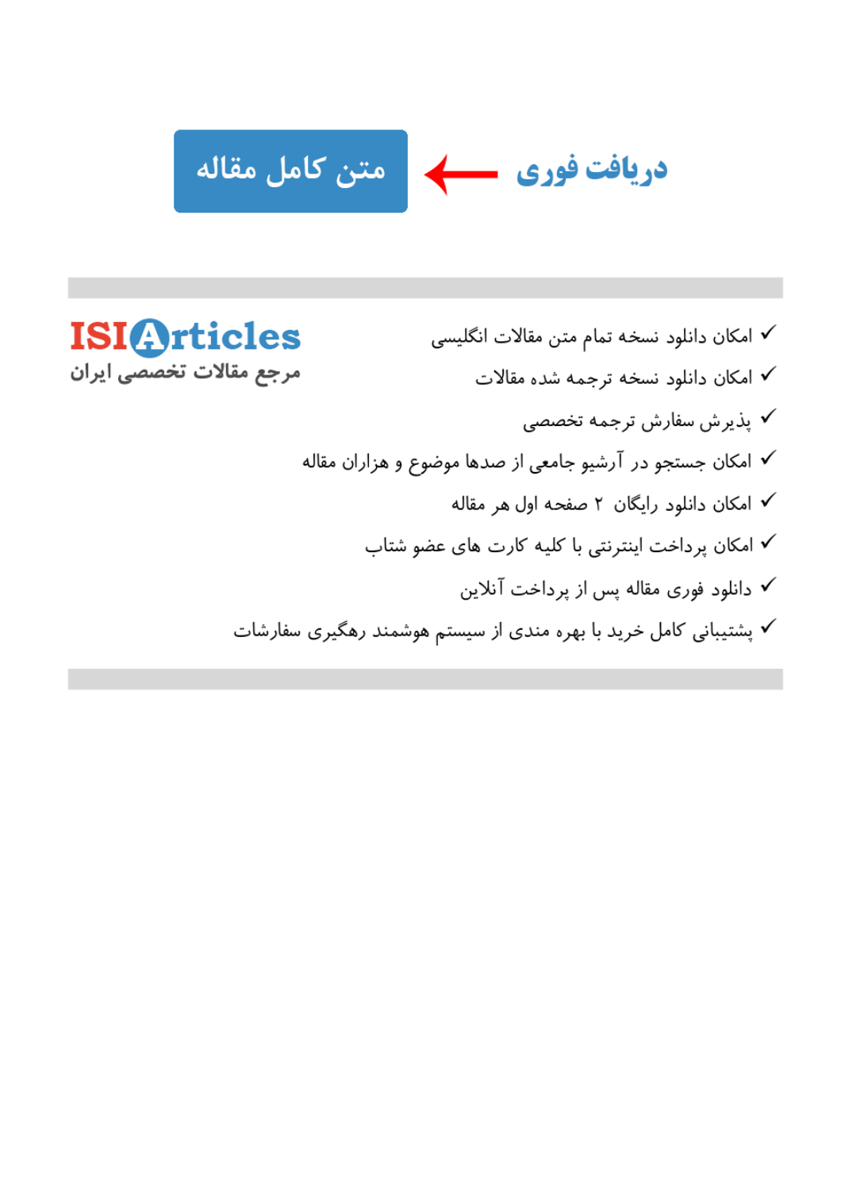دریافت فوری ← **متن کامل مقاله**

**ISIArticles**
مرجع مقالات تخصصی ایران

- ✓ امکان دانلود نسخه تمام متن مقالات انگلیسی
- ✓ امکان دانلود نسخه ترجمه شده مقالات
- ✓ پذیرش سفارش ترجمه تخصصی
- ✓ امکان جستجو در آرشیو جامعی از صدها موضوع و هزاران مقاله
- ✓ امکان دانلود رایگان ۲ صفحه اول هر مقاله
- ✓ امکان پرداخت اینترنتی با کلیه کارت های عضو شتاب
- ✓ دانلود فوری مقاله پس از پرداخت آنلاین
- ✓ پشتیبانی کامل خرید با بهره مندی از سیستم هوشمند رهگیری سفارشات